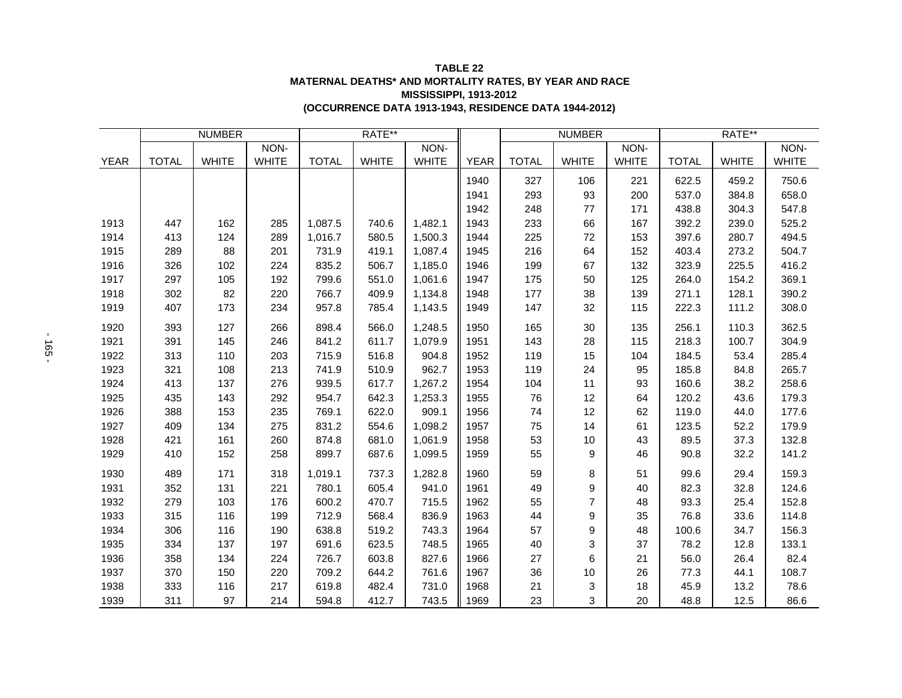**TABLE 22**
**MATERNAL DEATHS* AND MORTALITY RATES, BY YEAR AND RACE**
**MISSISSIPPI, 1913-2012**
**(OCCURRENCE DATA 1913-1943, RESIDENCE DATA 1944-2012)**

| | NUMBER | | | RATE** | | | | NUMBER | | | RATE** | | |
|---|---|---|---|---|---|---|---|---|---|---|---|---|---|
| YEAR | TOTAL | WHITE | NON-WHITE | TOTAL | WHITE | NON-WHITE | YEAR | TOTAL | WHITE | NON-WHITE | TOTAL | WHITE | NON-WHITE |
| | | | | | | | 1940 | 327 | 106 | 221 | 622.5 | 459.2 | 750.6 |
| | | | | | | | 1941 | 293 | 93 | 200 | 537.0 | 384.8 | 658.0 |
| | | | | | | | 1942 | 248 | 77 | 171 | 438.8 | 304.3 | 547.8 |
| 1913 | 447 | 162 | 285 | 1,087.5 | 740.6 | 1,482.1 | 1943 | 233 | 66 | 167 | 392.2 | 239.0 | 525.2 |
| 1914 | 413 | 124 | 289 | 1,016.7 | 580.5 | 1,500.3 | 1944 | 225 | 72 | 153 | 397.6 | 280.7 | 494.5 |
| 1915 | 289 | 88 | 201 | 731.9 | 419.1 | 1,087.4 | 1945 | 216 | 64 | 152 | 403.4 | 273.2 | 504.7 |
| 1916 | 326 | 102 | 224 | 835.2 | 506.7 | 1,185.0 | 1946 | 199 | 67 | 132 | 323.9 | 225.5 | 416.2 |
| 1917 | 297 | 105 | 192 | 799.6 | 551.0 | 1,061.6 | 1947 | 175 | 50 | 125 | 264.0 | 154.2 | 369.1 |
| 1918 | 302 | 82 | 220 | 766.7 | 409.9 | 1,134.8 | 1948 | 177 | 38 | 139 | 271.1 | 128.1 | 390.2 |
| 1919 | 407 | 173 | 234 | 957.8 | 785.4 | 1,143.5 | 1949 | 147 | 32 | 115 | 222.3 | 111.2 | 308.0 |
| 1920 | 393 | 127 | 266 | 898.4 | 566.0 | 1,248.5 | 1950 | 165 | 30 | 135 | 256.1 | 110.3 | 362.5 |
| 1921 | 391 | 145 | 246 | 841.2 | 611.7 | 1,079.9 | 1951 | 143 | 28 | 115 | 218.3 | 100.7 | 304.9 |
| 1922 | 313 | 110 | 203 | 715.9 | 516.8 | 904.8 | 1952 | 119 | 15 | 104 | 184.5 | 53.4 | 285.4 |
| 1923 | 321 | 108 | 213 | 741.9 | 510.9 | 962.7 | 1953 | 119 | 24 | 95 | 185.8 | 84.8 | 265.7 |
| 1924 | 413 | 137 | 276 | 939.5 | 617.7 | 1,267.2 | 1954 | 104 | 11 | 93 | 160.6 | 38.2 | 258.6 |
| 1925 | 435 | 143 | 292 | 954.7 | 642.3 | 1,253.3 | 1955 | 76 | 12 | 64 | 120.2 | 43.6 | 179.3 |
| 1926 | 388 | 153 | 235 | 769.1 | 622.0 | 909.1 | 1956 | 74 | 12 | 62 | 119.0 | 44.0 | 177.6 |
| 1927 | 409 | 134 | 275 | 831.2 | 554.6 | 1,098.2 | 1957 | 75 | 14 | 61 | 123.5 | 52.2 | 179.9 |
| 1928 | 421 | 161 | 260 | 874.8 | 681.0 | 1,061.9 | 1958 | 53 | 10 | 43 | 89.5 | 37.3 | 132.8 |
| 1929 | 410 | 152 | 258 | 899.7 | 687.6 | 1,099.5 | 1959 | 55 | 9 | 46 | 90.8 | 32.2 | 141.2 |
| 1930 | 489 | 171 | 318 | 1,019.1 | 737.3 | 1,282.8 | 1960 | 59 | 8 | 51 | 99.6 | 29.4 | 159.3 |
| 1931 | 352 | 131 | 221 | 780.1 | 605.4 | 941.0 | 1961 | 49 | 9 | 40 | 82.3 | 32.8 | 124.6 |
| 1932 | 279 | 103 | 176 | 600.2 | 470.7 | 715.5 | 1962 | 55 | 7 | 48 | 93.3 | 25.4 | 152.8 |
| 1933 | 315 | 116 | 199 | 712.9 | 568.4 | 836.9 | 1963 | 44 | 9 | 35 | 76.8 | 33.6 | 114.8 |
| 1934 | 306 | 116 | 190 | 638.8 | 519.2 | 743.3 | 1964 | 57 | 9 | 48 | 100.6 | 34.7 | 156.3 |
| 1935 | 334 | 137 | 197 | 691.6 | 623.5 | 748.5 | 1965 | 40 | 3 | 37 | 78.2 | 12.8 | 133.1 |
| 1936 | 358 | 134 | 224 | 726.7 | 603.8 | 827.6 | 1966 | 27 | 6 | 21 | 56.0 | 26.4 | 82.4 |
| 1937 | 370 | 150 | 220 | 709.2 | 644.2 | 761.6 | 1967 | 36 | 10 | 26 | 77.3 | 44.1 | 108.7 |
| 1938 | 333 | 116 | 217 | 619.8 | 482.4 | 731.0 | 1968 | 21 | 3 | 18 | 45.9 | 13.2 | 78.6 |
| 1939 | 311 | 97 | 214 | 594.8 | 412.7 | 743.5 | 1969 | 23 | 3 | 20 | 48.8 | 12.5 | 86.6 |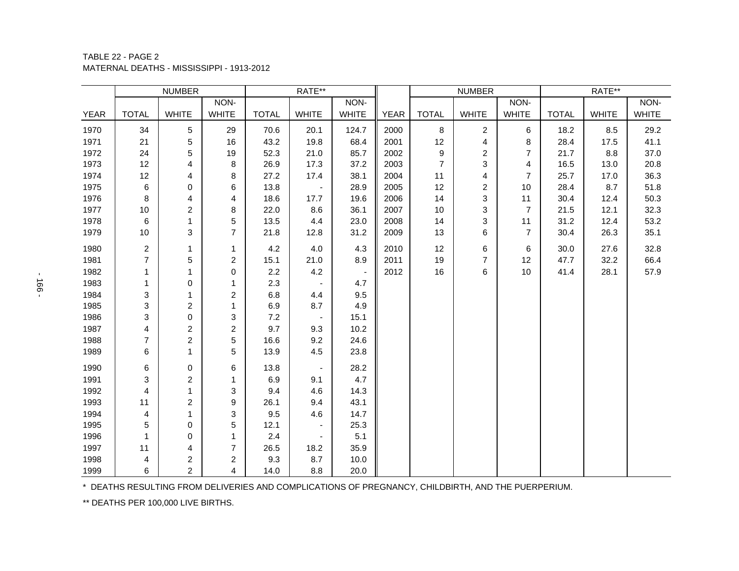TABLE 22 - PAGE 2

MATERNAL DEATHS - MISSISSIPPI - 1913-2012

| | NUMBER | | | RATE** | | | | NUMBER | | | RATE** | | |
|---|---|---|---|---|---|---|---|---|---|---|---|---|---|
| YEAR | TOTAL | WHITE | NON-WHITE | TOTAL | WHITE | NON-WHITE | YEAR | TOTAL | WHITE | NON-WHITE | TOTAL | WHITE | NON-WHITE |
| 1970 | 34 | 5 | 29 | 70.6 | 20.1 | 124.7 | 2000 | 8 | 2 | 6 | 18.2 | 8.5 | 29.2 |
| 1971 | 21 | 5 | 16 | 43.2 | 19.8 | 68.4 | 2001 | 12 | 4 | 8 | 28.4 | 17.5 | 41.1 |
| 1972 | 24 | 5 | 19 | 52.3 | 21.0 | 85.7 | 2002 | 9 | 2 | 7 | 21.7 | 8.8 | 37.0 |
| 1973 | 12 | 4 | 8 | 26.9 | 17.3 | 37.2 | 2003 | 7 | 3 | 4 | 16.5 | 13.0 | 20.8 |
| 1974 | 12 | 4 | 8 | 27.2 | 17.4 | 38.1 | 2004 | 11 | 4 | 7 | 25.7 | 17.0 | 36.3 |
| 1975 | 6 | 0 | 6 | 13.8 | - | 28.9 | 2005 | 12 | 2 | 10 | 28.4 | 8.7 | 51.8 |
| 1976 | 8 | 4 | 4 | 18.6 | 17.7 | 19.6 | 2006 | 14 | 3 | 11 | 30.4 | 12.4 | 50.3 |
| 1977 | 10 | 2 | 8 | 22.0 | 8.6 | 36.1 | 2007 | 10 | 3 | 7 | 21.5 | 12.1 | 32.3 |
| 1978 | 6 | 1 | 5 | 13.5 | 4.4 | 23.0 | 2008 | 14 | 3 | 11 | 31.2 | 12.4 | 53.2 |
| 1979 | 10 | 3 | 7 | 21.8 | 12.8 | 31.2 | 2009 | 13 | 6 | 7 | 30.4 | 26.3 | 35.1 |
| 1980 | 2 | 1 | 1 | 4.2 | 4.0 | 4.3 | 2010 | 12 | 6 | 6 | 30.0 | 27.6 | 32.8 |
| 1981 | 7 | 5 | 2 | 15.1 | 21.0 | 8.9 | 2011 | 19 | 7 | 12 | 47.7 | 32.2 | 66.4 |
| 1982 | 1 | 1 | 0 | 2.2 | 4.2 | - | 2012 | 16 | 6 | 10 | 41.4 | 28.1 | 57.9 |
| 1983 | 1 | 0 | 1 | 2.3 | - | 4.7 | | | | | | | |
| 1984 | 3 | 1 | 2 | 6.8 | 4.4 | 9.5 | | | | | | | |
| 1985 | 3 | 2 | 1 | 6.9 | 8.7 | 4.9 | | | | | | | |
| 1986 | 3 | 0 | 3 | 7.2 | - | 15.1 | | | | | | | |
| 1987 | 4 | 2 | 2 | 9.7 | 9.3 | 10.2 | | | | | | | |
| 1988 | 7 | 2 | 5 | 16.6 | 9.2 | 24.6 | | | | | | | |
| 1989 | 6 | 1 | 5 | 13.9 | 4.5 | 23.8 | | | | | | | |
| 1990 | 6 | 0 | 6 | 13.8 | - | 28.2 | | | | | | | |
| 1991 | 3 | 2 | 1 | 6.9 | 9.1 | 4.7 | | | | | | | |
| 1992 | 4 | 1 | 3 | 9.4 | 4.6 | 14.3 | | | | | | | |
| 1993 | 11 | 2 | 9 | 26.1 | 9.4 | 43.1 | | | | | | | |
| 1994 | 4 | 1 | 3 | 9.5 | 4.6 | 14.7 | | | | | | | |
| 1995 | 5 | 0 | 5 | 12.1 | - | 25.3 | | | | | | | |
| 1996 | 1 | 0 | 1 | 2.4 | - | 5.1 | | | | | | | |
| 1997 | 11 | 4 | 7 | 26.5 | 18.2 | 35.9 | | | | | | | |
| 1998 | 4 | 2 | 2 | 9.3 | 8.7 | 10.0 | | | | | | | |
| 1999 | 6 | 2 | 4 | 14.0 | 8.8 | 20.0 | | | | | | | |

* DEATHS RESULTING FROM DELIVERIES AND COMPLICATIONS OF PREGNANCY, CHILDBIRTH, AND THE PUERPERIUM.

** DEATHS PER 100,000 LIVE BIRTHS.